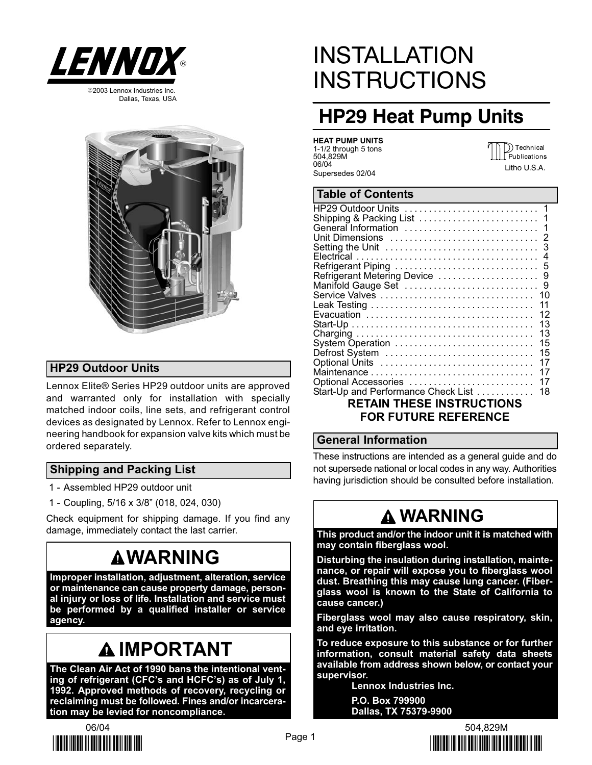LENNOX®

©2003 Lennox Industries Inc.
Dallas, Texas, USA

# INSTALLATION INSTRUCTIONS

## HP29 Heat Pump Units

**HEAT PUMP UNITS**
1-1/2 through 5 tons
504,829M
06/04
Supersedes 02/04

Technical Publications
Litho U.S.A.

## Table of Contents

| | |
|---|---|
| HP29 Outdoor Units | 1 |
| Shipping & Packing List | 1 |
| General Information | 1 |
| Unit Dimensions | 2 |
| Setting the Unit | 3 |
| Electrical | 4 |
| Refrigerant Piping | 5 |
| Refrigerant Metering Device | 9 |
| Manifold Gauge Set | 9 |
| Service Valves | 10 |
| Leak Testing | 11 |
| Evacuation | 12 |
| Start-Up | 13 |
| Charging | 13 |
| System Operation | 15 |
| Defrost System | 15 |
| Optional Units | 17 |
| Maintenance | 17 |
| Optional Accessories | 17 |
| Start-Up and Performance Check List | 18 |

**RETAIN THESE INSTRUCTIONS FOR FUTURE REFERENCE**

## HP29 Outdoor Units

Lennox Elite® Series HP29 outdoor units are approved and warranted only for installation with specially matched indoor coils, line sets, and refrigerant control devices as designated by Lennox. Refer to Lennox engineering handbook for expansion valve kits which must be ordered separately.

## Shipping and Packing List

1 - Assembled HP29 outdoor unit

1 - Coupling, 5/16 x 3/8" (018, 024, 030)

Check equipment for shipping damage. If you find any damage, immediately contact the last carrier.

## ⚠ WARNING

**Improper installation, adjustment, alteration, service or maintenance can cause property damage, personal injury or loss of life. Installation and service must be performed by a qualified installer or service agency.**

## ⚠ IMPORTANT

**The Clean Air Act of 1990 bans the intentional venting of refrigerant (CFC's and HCFC's) as of July 1, 1992. Approved methods of recovery, recycling or reclaiming must be followed. Fines and/or incarceration may be levied for noncompliance.**

## General Information

These instructions are intended as a general guide and do not supersede national or local codes in any way. Authorities having jurisdiction should be consulted before installation.

## ⚠ WARNING

**This product and/or the indoor unit it is matched with may contain fiberglass wool.**

**Disturbing the insulation during installation, maintenance, or repair will expose you to fiberglass wool dust. Breathing this may cause lung cancer. (Fiberglass wool is known to the State of California to cause cancer.)**

**Fiberglass wool may also cause respiratory, skin, and eye irritation.**

**To reduce exposure to this substance or for further information, consult material safety data sheets available from address shown below, or contact your supervisor.**

**Lennox Industries Inc.**

**P.O. Box 799900**

**Dallas, TX 75379-9900**

06/04 504,829M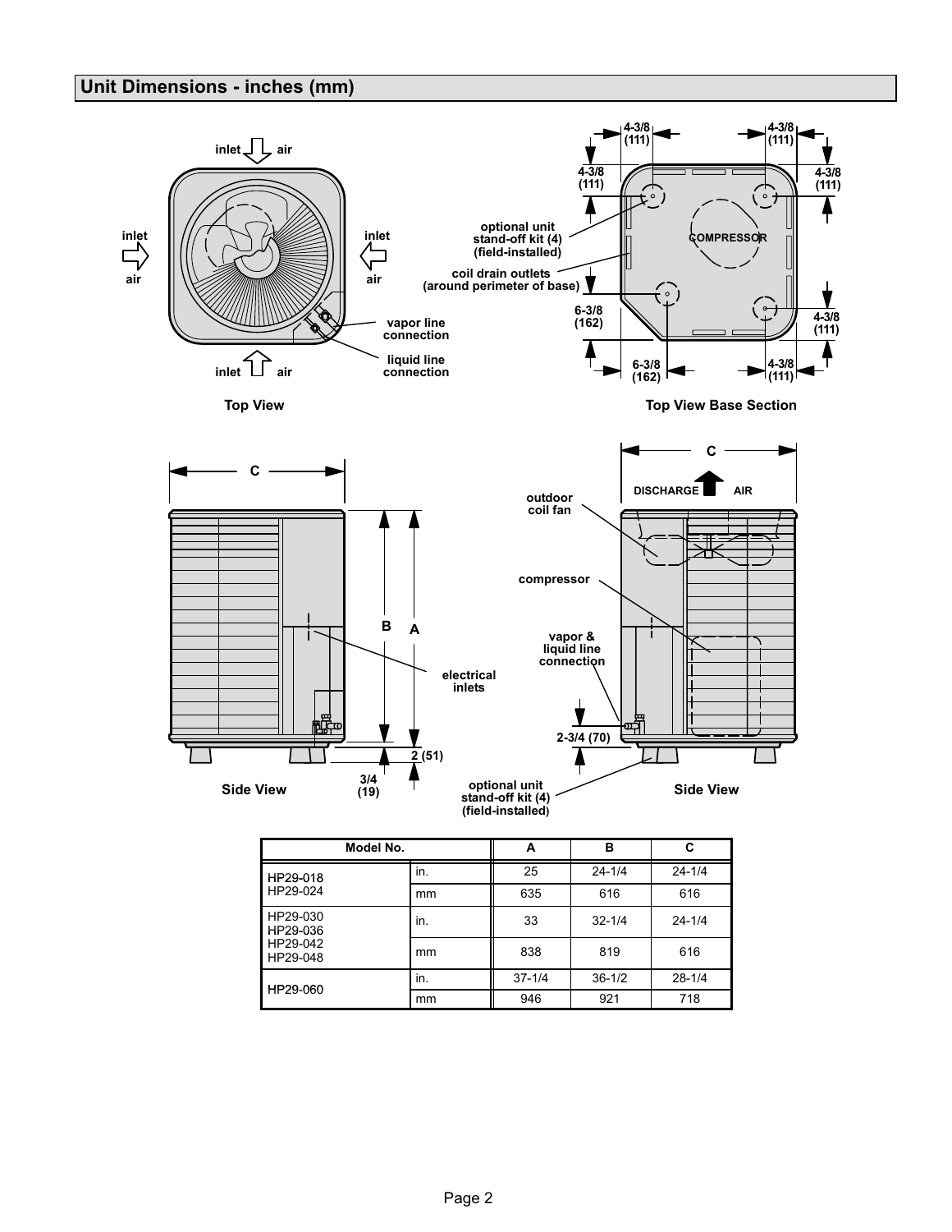## Unit Dimensions - inches (mm)

inlet air

inlet air

inlet air

inlet air

vapor line connection

liquid line connection

**Top View**

4-3/8 (111)

4-3/8 (111)

4-3/8 (111)

4-3/8 (111)

optional unit stand-off kit (4) (field-installed)

coil drain outlets (around perimeter of base)

COMPRESSOR

6-3/8 (162)

4-3/8 (111)

6-3/8 (162)

4-3/8 (111)

**Top View Base Section**

C

B

A

electrical inlets

2 (51)

3/4 (19)

**Side View**

C

DISCHARGE AIR

outdoor coil fan

compressor

vapor & liquid line connection

2-3/4 (70)

optional unit stand-off kit (4) (field-installed)

**Side View**

| Model No. | | A | B | C |
|---|---|---|---|---|
| HP29-018<br>HP29-024 | in. | 25 | 24-1/4 | 24-1/4 |
| | mm | 635 | 616 | 616 |
| HP29-030<br>HP29-036<br>HP29-042<br>HP29-048 | in. | 33 | 32-1/4 | 24-1/4 |
| | mm | 838 | 819 | 616 |
| HP29-060 | in. | 37-1/4 | 36-1/2 | 28-1/4 |
| | mm | 946 | 921 | 718 |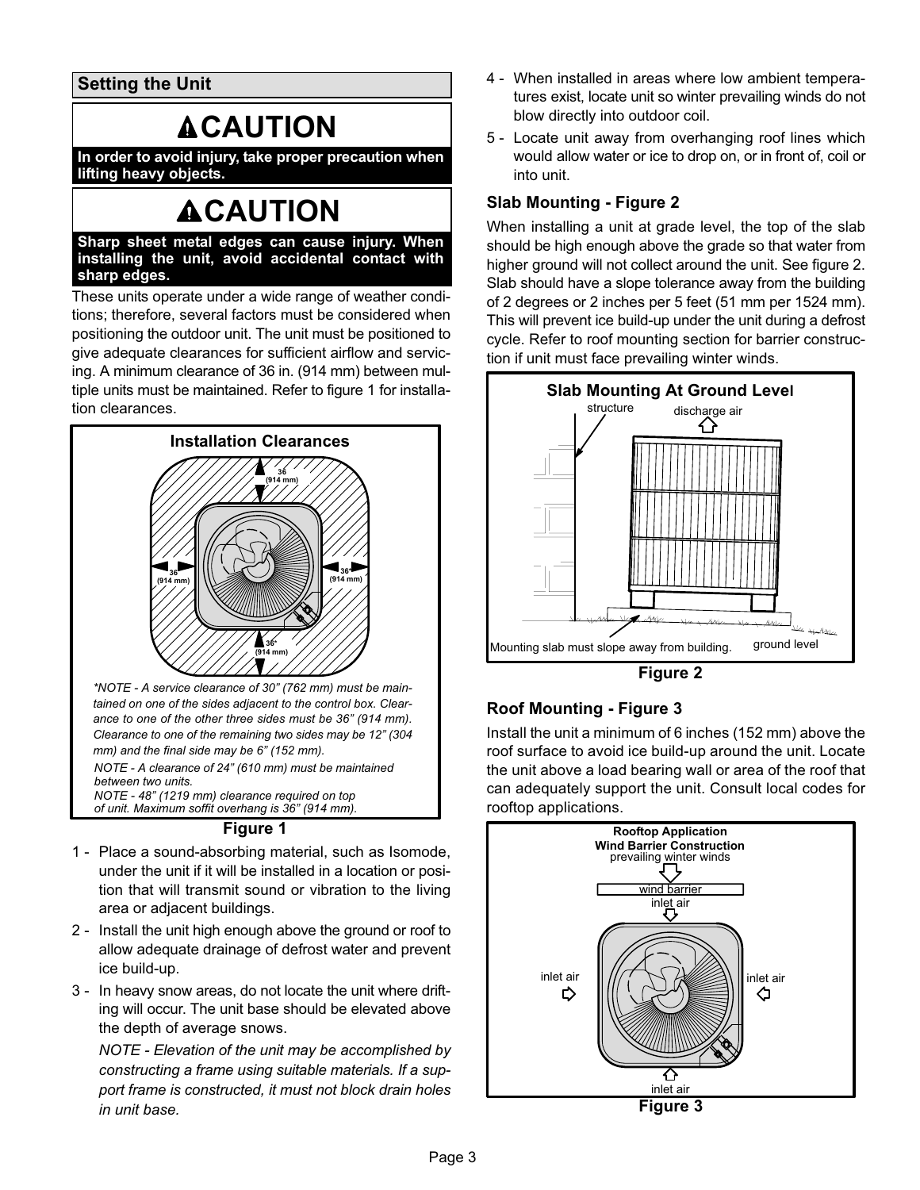## Setting the Unit

**CAUTION**

**In order to avoid injury, take proper precaution when lifting heavy objects.**

**CAUTION**

**Sharp sheet metal edges can cause injury. When installing the unit, avoid accidental contact with sharp edges.**

These units operate under a wide range of weather conditions; therefore, several factors must be considered when positioning the outdoor unit. The unit must be positioned to give adequate clearances for sufficient airflow and servicing. A minimum clearance of 36 in. (914 mm) between multiple units must be maintained. Refer to figure 1 for installation clearances.

**Installation Clearances**

36 (914 mm)

36 (914 mm)

36* (914 mm)

36* (914 mm)

*\*NOTE - A service clearance of 30" (762 mm) must be maintained on one of the sides adjacent to the control box. Clearance to one of the other three sides must be 36" (914 mm). Clearance to one of the remaining two sides may be 12" (304 mm) and the final side may be 6" (152 mm).*

*NOTE - A clearance of 24" (610 mm) must be maintained between two units.*

*NOTE - 48" (1219 mm) clearance required on top of unit. Maximum soffit overhang is 36" (914 mm).*

**Figure 1**

1 - Place a sound-absorbing material, such as Isomode, under the unit if it will be installed in a location or position that will transmit sound or vibration to the living area or adjacent buildings.

2 - Install the unit high enough above the ground or roof to allow adequate drainage of defrost water and prevent ice build-up.

3 - In heavy snow areas, do not locate the unit where drifting will occur. The unit base should be elevated above the depth of average snows.

*NOTE - Elevation of the unit may be accomplished by constructing a frame using suitable materials. If a support frame is constructed, it must not block drain holes in unit base.*

4 - When installed in areas where low ambient temperatures exist, locate unit so winter prevailing winds do not blow directly into outdoor coil.

5 - Locate unit away from overhanging roof lines which would allow water or ice to drop on, or in front of, coil or into unit.

### Slab Mounting - Figure 2

When installing a unit at grade level, the top of the slab should be high enough above the grade so that water from higher ground will not collect around the unit. See figure 2. Slab should have a slope tolerance away from the building of 2 degrees or 2 inches per 5 feet (51 mm per 1524 mm). This will prevent ice build-up under the unit during a defrost cycle. Refer to roof mounting section for barrier construction if unit must face prevailing winter winds.

**Slab Mounting At Ground Level**

structure

discharge air

Mounting slab must slope away from building.

ground level

**Figure 2**

### Roof Mounting - Figure 3

Install the unit a minimum of 6 inches (152 mm) above the roof surface to avoid ice build-up around the unit. Locate the unit above a load bearing wall or area of the roof that can adequately support the unit. Consult local codes for rooftop applications.

**Rooftop Application Wind Barrier Construction**

prevailing winter winds

wind barrier

inlet air

inlet air

inlet air

inlet air

**Figure 3**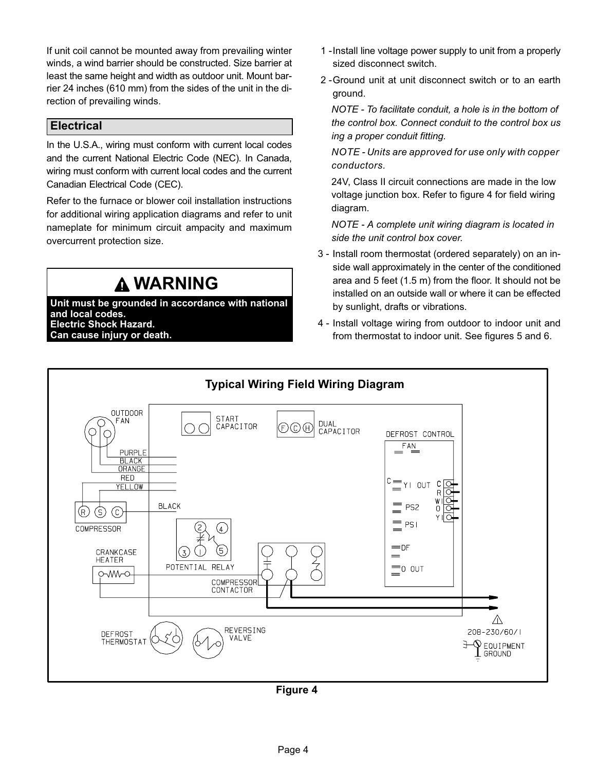If unit coil cannot be mounted away from prevailing winter winds, a wind barrier should be constructed. Size barrier at least the same height and width as outdoor unit. Mount barrier 24 inches (610 mm) from the sides of the unit in the direction of prevailing winds.

## Electrical

In the U.S.A., wiring must conform with current local codes and the current National Electric Code (NEC). In Canada, wiring must conform with current local codes and the current Canadian Electrical Code (CEC).

Refer to the furnace or blower coil installation instructions for additional wiring application diagrams and refer to unit nameplate for minimum circuit ampacity and maximum overcurrent protection size.

> **⚠ WARNING**
>
> **Unit must be grounded in accordance with national and local codes.**
> **Electric Shock Hazard.**
> **Can cause injury or death.**

1 - Install line voltage power supply to unit from a properly sized disconnect switch.

2 - Ground unit at unit disconnect switch or to an earth ground.

*NOTE - To facilitate conduit, a hole is in the bottom of the control box. Connect conduit to the control box using a proper conduit fitting.*

*NOTE - Units are approved for use only with copper conductors.*

24V, Class II circuit connections are made in the low voltage junction box. Refer to figure 4 for field wiring diagram.

*NOTE - A complete unit wiring diagram is located inside the unit control box cover.*

3 - Install room thermostat (ordered separately) on an inside wall approximately in the center of the conditioned area and 5 feet (1.5 m) from the floor. It should not be installed on an outside wall or where it can be effected by sunlight, drafts or vibrations.

4 - Install voltage wiring from outdoor to indoor unit and from thermostat to indoor unit. See figures 5 and 6.

**Typical Wiring Field Wiring Diagram**

OUTDOOR FAN, PURPLE, BLACK, ORANGE, RED, YELLOW, START CAPACITOR, DUAL CAPACITOR (F, C, H), DEFROST CONTROL, FAN, C, Y1 OUT, C R W1 O Y1, PS2, PS1, DF, O OUT, COMPRESSOR (R, S, C), BLACK, POTENTIAL RELAY (1, 2, 3, 4, 5), CRANKCASE HEATER, COMPRESSOR CONTACTOR, DEFROST THERMOSTAT, REVERSING VALVE, 208-230/60/1, EQUIPMENT GROUND

**Figure 4**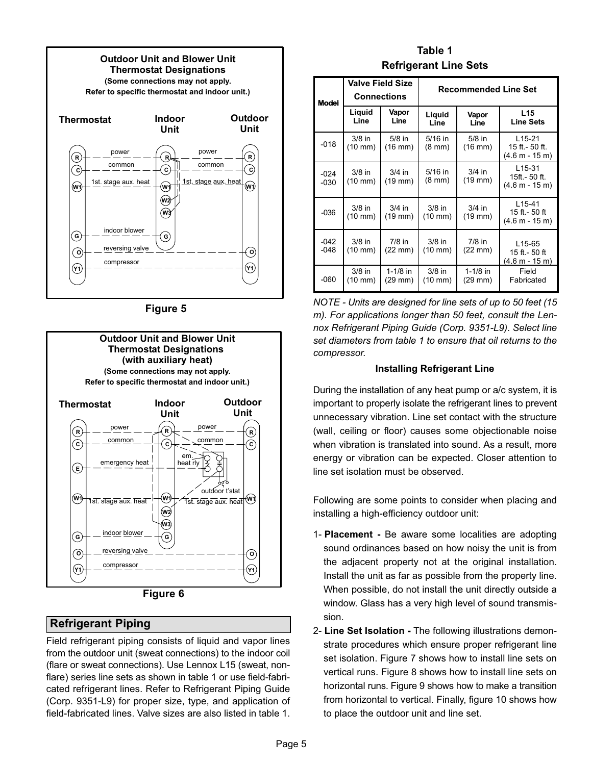**Outdoor Unit and Blower Unit Thermostat Designations**
**(Some connections may not apply. Refer to specific thermostat and indoor unit.)**

Thermostat | Indoor Unit | Outdoor Unit

R — power — R — power — R
C — common — C — common — C
W1 — 1st. stage aux. heat — W1 — 1st. stage aux. heat — W1
W2
W3
G — indoor blower — G
O — reversing valve — O
Y1 — compressor — Y1

Figure 5

**Outdoor Unit and Blower Unit Thermostat Designations (with auxiliary heat)**
**(Some connections may not apply. Refer to specific thermostat and indoor unit.)**

Thermostat | Indoor Unit | Outdoor Unit

R — power — R — power — R
C — common — C — common — C
E — emergency heat — em. heat rly
outdoor t'stat
W1 — 1st. stage aux. heat — W1 — 1st. stage aux. heat — W1
W2
W3
G — indoor blower — G
O — reversing valve — O
Y1 — compressor — Y1

Figure 6

## Refrigerant Piping

Field refrigerant piping consists of liquid and vapor lines from the outdoor unit (sweat connections) to the indoor coil (flare or sweat connections). Use Lennox L15 (sweat, non-flare) series line sets as shown in table 1 or use field-fabricated refrigerant lines. Refer to Refrigerant Piping Guide (Corp. 9351-L9) for proper size, type, and application of field-fabricated lines. Valve sizes are also listed in table 1.

**Table 1**
**Refrigerant Line Sets**

| Model | Valve Field Size Connections | | Recommended Line Set | | |
|---|---|---|---|---|---|
| | Liquid Line | Vapor Line | Liquid Line | Vapor Line | L15 Line Sets |
| -018 | 3/8 in (10 mm) | 5/8 in (16 mm) | 5/16 in (8 mm) | 5/8 in (16 mm) | L15-21 15 ft.- 50 ft. (4.6 m - 15 m) |
| -024 -030 | 3/8 in (10 mm) | 3/4 in (19 mm) | 5/16 in (8 mm) | 3/4 in (19 mm) | L15-31 15ft.- 50 ft. (4.6 m - 15 m) |
| -036 | 3/8 in (10 mm) | 3/4 in (19 mm) | 3/8 in (10 mm) | 3/4 in (19 mm) | L15-41 15 ft.- 50 ft (4.6 m - 15 m) |
| -042 -048 | 3/8 in (10 mm) | 7/8 in (22 mm) | 3/8 in (10 mm) | 7/8 in (22 mm) | L15-65 15 ft.- 50 ft (4.6 m - 15 m) |
| -060 | 3/8 in (10 mm) | 1-1/8 in (29 mm) | 3/8 in (10 mm) | 1-1/8 in (29 mm) | Field Fabricated |

*NOTE - Units are designed for line sets of up to 50 feet (15 m). For applications longer than 50 feet, consult the Lennox Refrigerant Piping Guide (Corp. 9351-L9). Select line set diameters from table 1 to ensure that oil returns to the compressor.*

### Installing Refrigerant Line

During the installation of any heat pump or a/c system, it is important to properly isolate the refrigerant lines to prevent unnecessary vibration. Line set contact with the structure (wall, ceiling or floor) causes some objectionable noise when vibration is translated into sound. As a result, more energy or vibration can be expected. Closer attention to line set isolation must be observed.

Following are some points to consider when placing and installing a high-efficiency outdoor unit:

1- **Placement -** Be aware some localities are adopting sound ordinances based on how noisy the unit is from the adjacent property not at the original installation. Install the unit as far as possible from the property line. When possible, do not install the unit directly outside a window. Glass has a very high level of sound transmission.

2- **Line Set Isolation -** The following illustrations demonstrate procedures which ensure proper refrigerant line set isolation. Figure 7 shows how to install line sets on vertical runs. Figure 8 shows how to install line sets on horizontal runs. Figure 9 shows how to make a transition from horizontal to vertical. Finally, figure 10 shows how to place the outdoor unit and line set.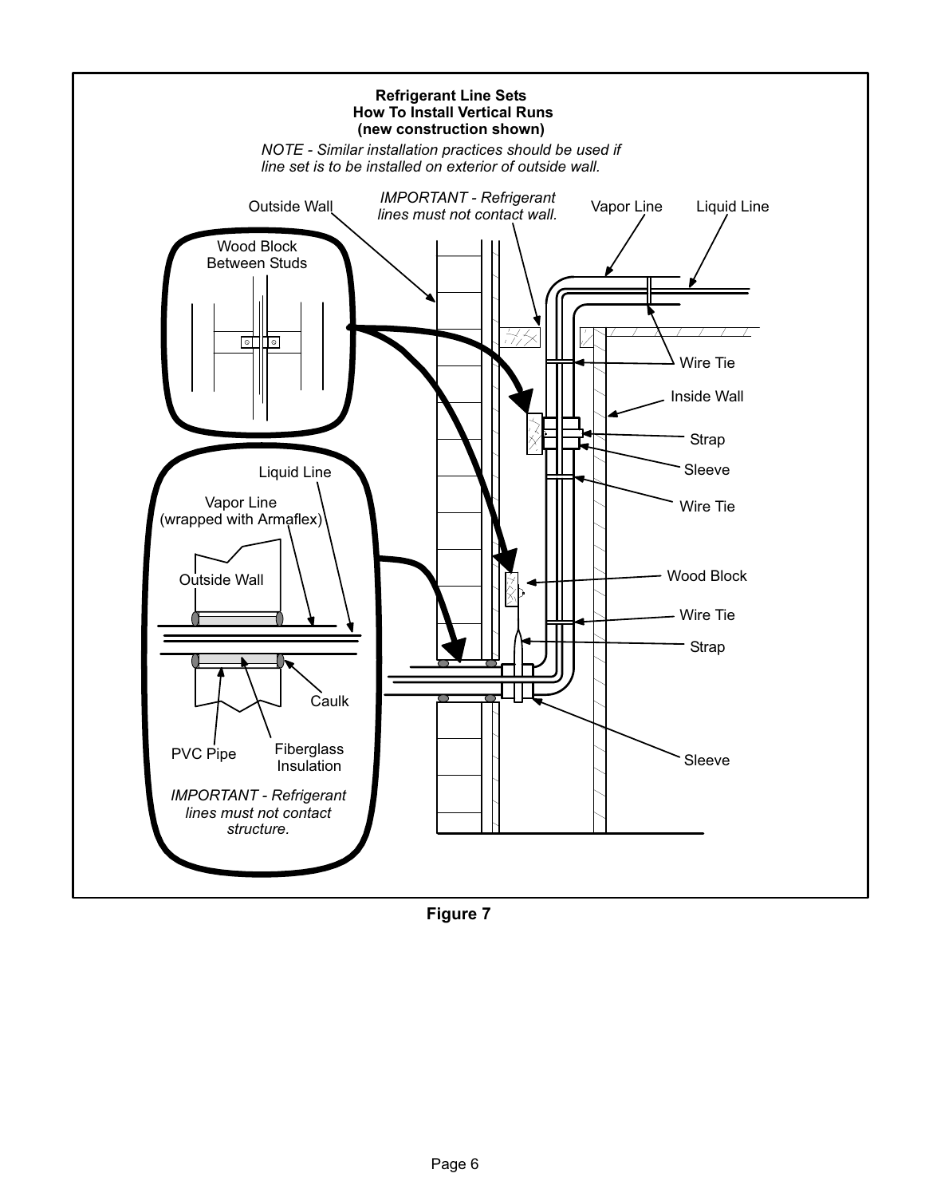**Refrigerant Line Sets**
**How To Install Vertical Runs**
**(new construction shown)**

*NOTE - Similar installation practices should be used if line set is to be installed on exterior of outside wall.*

Outside Wall

*IMPORTANT - Refrigerant lines must not contact wall.*

Vapor Line

Liquid Line

Wood Block Between Studs

Wire Tie

Inside Wall

Strap

Sleeve

Wire Tie

Liquid Line

Vapor Line (wrapped with Armaflex)

Outside Wall

Wood Block

Wire Tie

Strap

Caulk

PVC Pipe

Fiberglass Insulation

Sleeve

*IMPORTANT - Refrigerant lines must not contact structure.*

**Figure 7**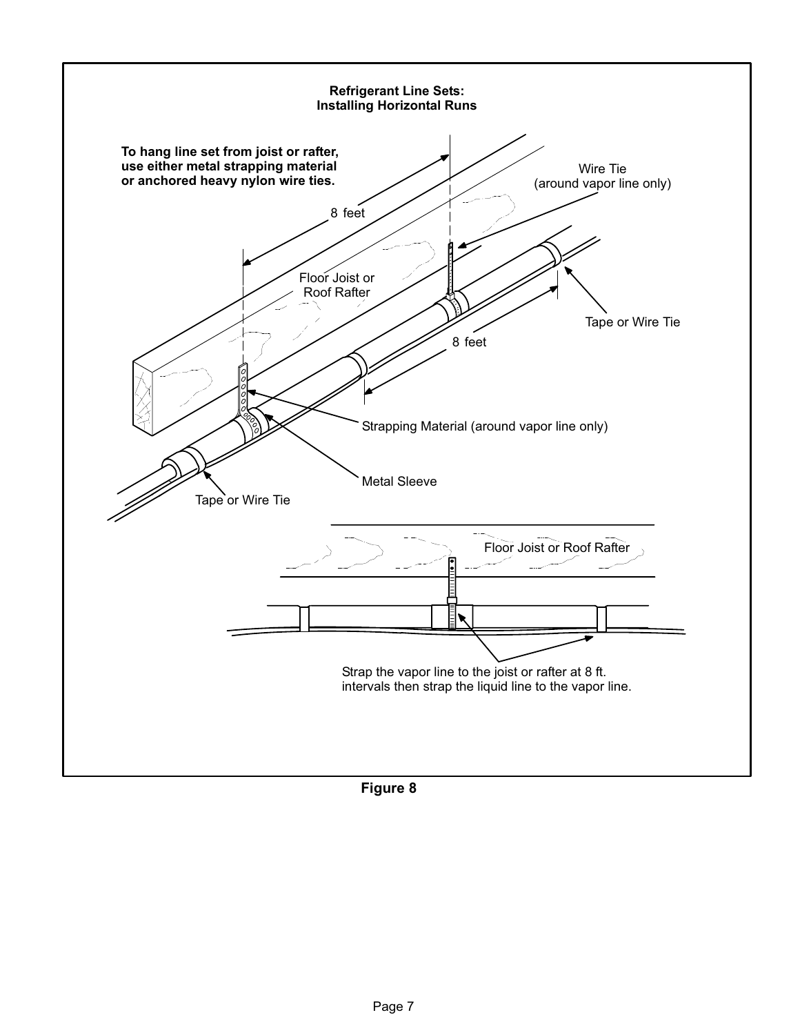**Refrigerant Line Sets: Installing Horizontal Runs**

**To hang line set from joist or rafter, use either metal strapping material or anchored heavy nylon wire ties.**

8 feet

Wire Tie (around vapor line only)

Floor Joist or Roof Rafter

Tape or Wire Tie

8 feet

Strapping Material (around vapor line only)

Metal Sleeve

Tape or Wire Tie

Floor Joist or Roof Rafter

Strap the vapor line to the joist or rafter at 8 ft. intervals then strap the liquid line to the vapor line.

**Figure 8**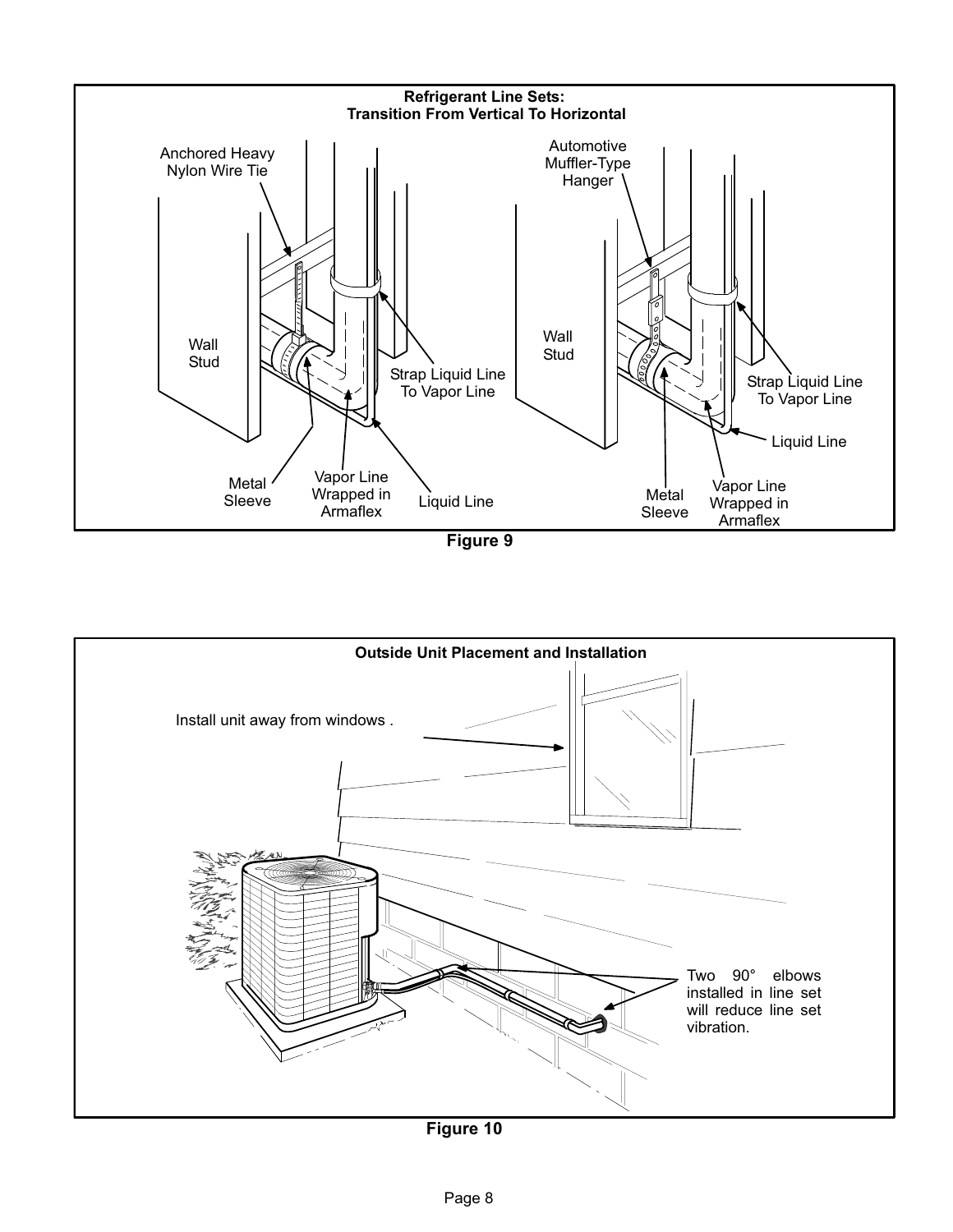**Refrigerant Line Sets: Transition From Vertical To Horizontal**

Anchored Heavy Nylon Wire Tie

Wall Stud

Strap Liquid Line To Vapor Line

Metal Sleeve

Vapor Line Wrapped in Armaflex

Liquid Line

Automotive Muffler-Type Hanger

Wall Stud

Strap Liquid Line To Vapor Line

Liquid Line

Metal Sleeve

Vapor Line Wrapped in Armaflex

**Figure 9**

**Outside Unit Placement and Installation**

Install unit away from windows .

Two 90° elbows installed in line set will reduce line set vibration.

**Figure 10**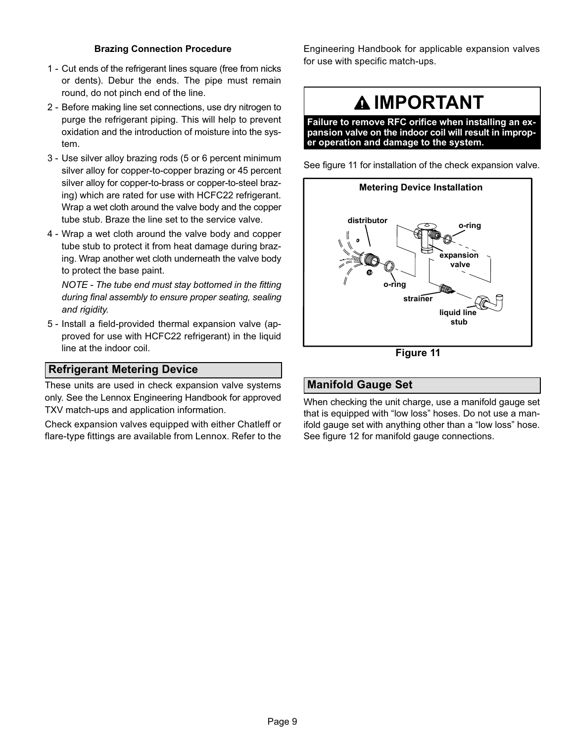**Brazing Connection Procedure**

1 - Cut ends of the refrigerant lines square (free from nicks or dents). Debur the ends. The pipe must remain round, do not pinch end of the line.

2 - Before making line set connections, use dry nitrogen to purge the refrigerant piping. This will help to prevent oxidation and the introduction of moisture into the system.

3 - Use silver alloy brazing rods (5 or 6 percent minimum silver alloy for copper-to-copper brazing or 45 percent silver alloy for copper-to-brass or copper-to-steel brazing) which are rated for use with HCFC22 refrigerant. Wrap a wet cloth around the valve body and the copper tube stub. Braze the line set to the service valve.

4 - Wrap a wet cloth around the valve body and copper tube stub to protect it from heat damage during brazing. Wrap another wet cloth underneath the valve body to protect the base paint.

   *NOTE - The tube end must stay bottomed in the fitting during final assembly to ensure proper seating, sealing and rigidity.*

5 - Install a field-provided thermal expansion valve (approved for use with HCFC22 refrigerant) in the liquid line at the indoor coil.

## Refrigerant Metering Device

These units are used in check expansion valve systems only. See the Lennox Engineering Handbook for approved TXV match-ups and application information.

Check expansion valves equipped with either Chatleff or flare-type fittings are available from Lennox. Refer to the Engineering Handbook for applicable expansion valves for use with specific match-ups.

**IMPORTANT**

**Failure to remove RFC orifice when installing an expansion valve on the indoor coil will result in improper operation and damage to the system.**

See figure 11 for installation of the check expansion valve.

**Metering Device Installation**

distributor, o-ring, expansion valve, o-ring, strainer, liquid line stub

**Figure 11**

## Manifold Gauge Set

When checking the unit charge, use a manifold gauge set that is equipped with “low loss” hoses. Do not use a manifold gauge set with anything other than a “low loss” hose. See figure 12 for manifold gauge connections.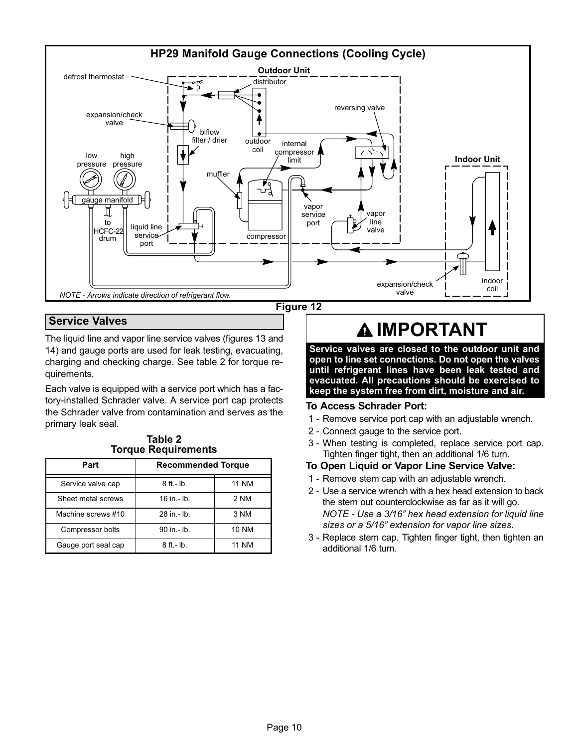**HP29 Manifold Gauge Connections (Cooling Cycle)**

defrost thermostat

Outdoor Unit

distributor

expansion/check valve

biflow filter / drier

outdoor coil

reversing valve

internal compressor limit

low pressure

high pressure

muffler

Indoor Unit

gauge manifold

to HCFC-22 drum

liquid line service port

compressor

vapor service port

vapor line valve

expansion/check valve

indoor coil

*NOTE - Arrows indicate direction of refrigerant flow.*

**Figure 12**

## Service Valves

The liquid line and vapor line service valves (figures 13 and 14) and gauge ports are used for leak testing, evacuating, charging and checking charge. See table 2 for torque requirements.

Each valve is equipped with a service port which has a factory-installed Schrader valve. A service port cap protects the Schrader valve from contamination and serves as the primary leak seal.

**Table 2**
**Torque Requirements**

| Part | Recommended Torque | |
|---|---|---|
| Service valve cap | 8 ft.- lb. | 11 NM |
| Sheet metal screws | 16 in.- lb. | 2 NM |
| Machine screws #10 | 28 in.- lb. | 3 NM |
| Compressor bolts | 90 in.- lb. | 10 NM |
| Gauge port seal cap | 8 ft.- lb. | 11 NM |

## IMPORTANT

**Service valves are closed to the outdoor unit and open to line set connections. Do not open the valves until refrigerant lines have been leak tested and evacuated. All precautions should be exercised to keep the system free from dirt, moisture and air.**

### To Access Schrader Port:

1 - Remove service port cap with an adjustable wrench.

2 - Connect gauge to the service port.

3 - When testing is completed, replace service port cap. Tighten finger tight, then an additional 1/6 turn.

### To Open Liquid or Vapor Line Service Valve:

1 - Remove stem cap with an adjustable wrench.

2 - Use a service wrench with a hex head extension to back the stem out counterclockwise as far as it will go.
*NOTE - Use a 3/16" hex head extension for liquid line sizes or a 5/16" extension for vapor line sizes.*

3 - Replace stem cap. Tighten finger tight, then tighten an additional 1/6 turn.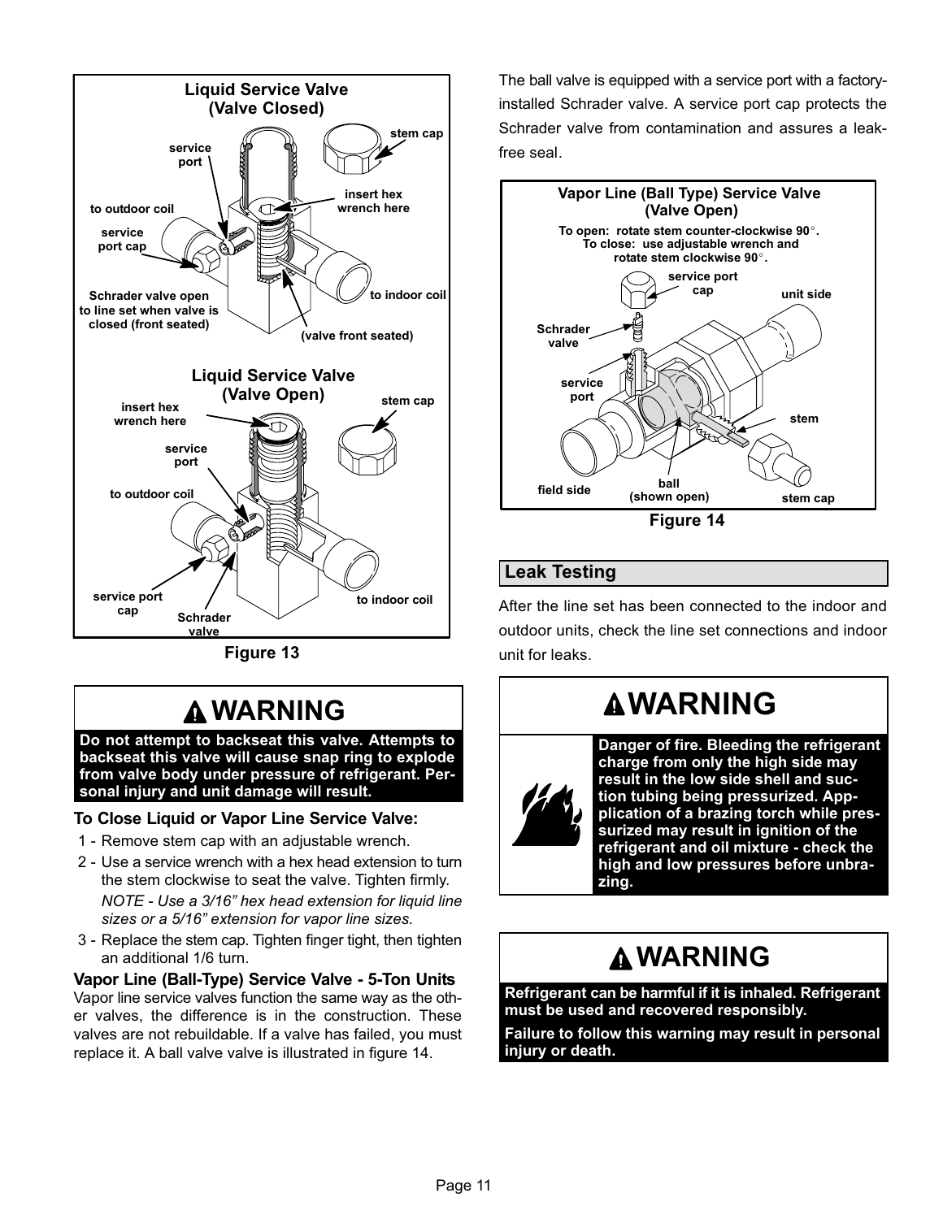Figure 13

# ⚠ WARNING

**Do not attempt to backseat this valve. Attempts to backseat this valve will cause snap ring to explode from valve body under pressure of refrigerant. Personal injury and unit damage will result.**

### To Close Liquid or Vapor Line Service Valve:

1 - Remove stem cap with an adjustable wrench.

2 - Use a service wrench with a hex head extension to turn the stem clockwise to seat the valve. Tighten firmly.

*NOTE - Use a 3/16” hex head extension for liquid line sizes or a 5/16” extension for vapor line sizes.*

3 - Replace the stem cap. Tighten finger tight, then tighten an additional 1/6 turn.

### Vapor Line (Ball-Type) Service Valve - 5-Ton Units

Vapor line service valves function the same way as the other valves, the difference is in the construction. These valves are not rebuildable. If a valve has failed, you must replace it. A ball valve valve is illustrated in figure 14.

The ball valve is equipped with a service port with a factory-installed Schrader valve. A service port cap protects the Schrader valve from contamination and assures a leak-free seal.

Figure 14

## Leak Testing

After the line set has been connected to the indoor and outdoor units, check the line set connections and indoor unit for leaks.

# ⚠ WARNING

**Danger of fire. Bleeding the refrigerant charge from only the high side may result in the low side shell and suction tubing being pressurized. Application of a brazing torch while pressurized may result in ignition of the refrigerant and oil mixture - check the high and low pressures before unbrazing.**

# ⚠ WARNING

**Refrigerant can be harmful if it is inhaled. Refrigerant must be used and recovered responsibly.**

**Failure to follow this warning may result in personal injury or death.**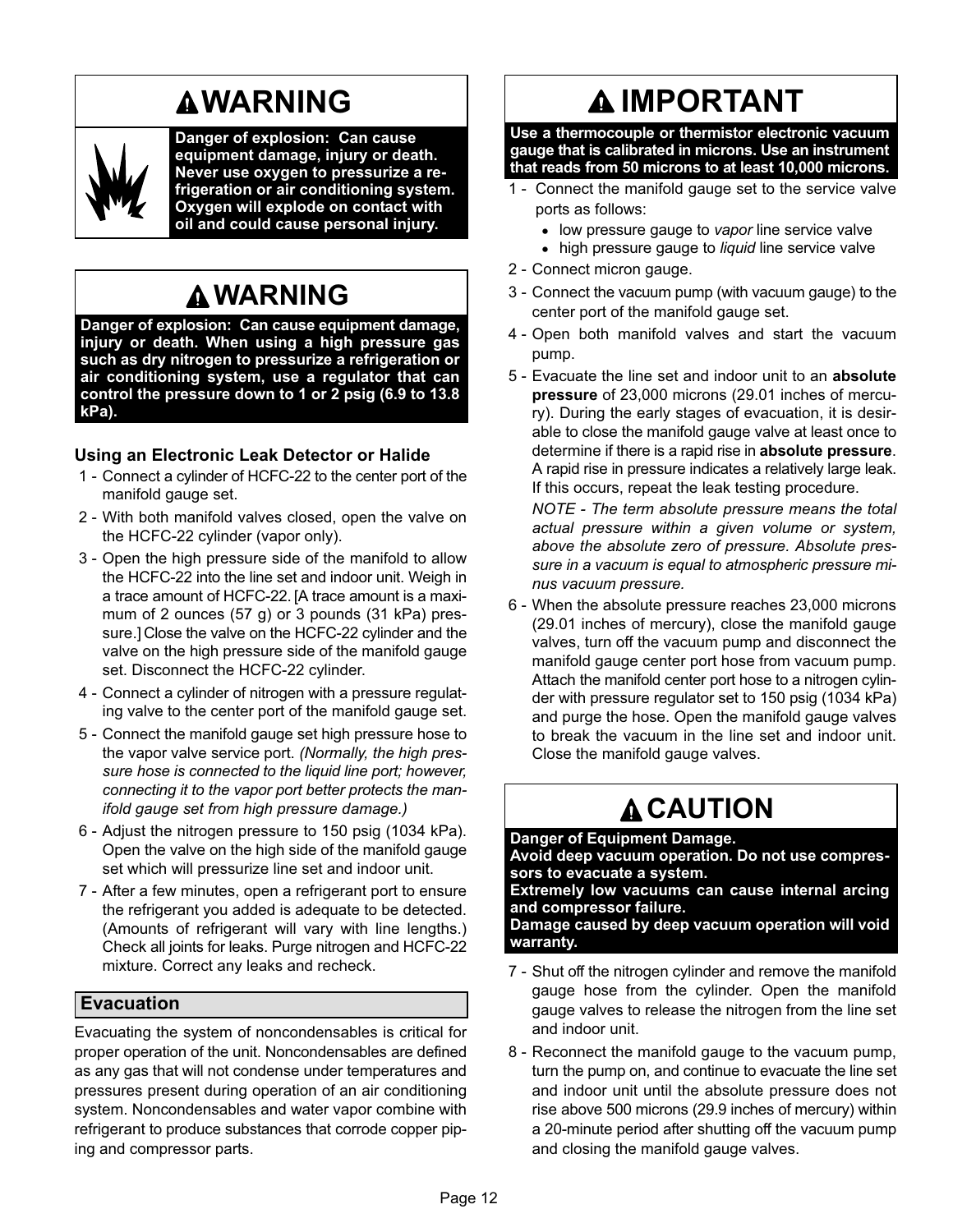## ⚠ WARNING

**Danger of explosion: Can cause equipment damage, injury or death. Never use oxygen to pressurize a refrigeration or air conditioning system. Oxygen will explode on contact with oil and could cause personal injury.**

## ⚠ WARNING

**Danger of explosion: Can cause equipment damage, injury or death. When using a high pressure gas such as dry nitrogen to pressurize a refrigeration or air conditioning system, use a regulator that can control the pressure down to 1 or 2 psig (6.9 to 13.8 kPa).**

### Using an Electronic Leak Detector or Halide

1 - Connect a cylinder of HCFC-22 to the center port of the manifold gauge set.

2 - With both manifold valves closed, open the valve on the HCFC-22 cylinder (vapor only).

3 - Open the high pressure side of the manifold to allow the HCFC-22 into the line set and indoor unit. Weigh in a trace amount of HCFC-22. [A trace amount is a maximum of 2 ounces (57 g) or 3 pounds (31 kPa) pressure.] Close the valve on the HCFC-22 cylinder and the valve on the high pressure side of the manifold gauge set. Disconnect the HCFC-22 cylinder.

4 - Connect a cylinder of nitrogen with a pressure regulating valve to the center port of the manifold gauge set.

5 - Connect the manifold gauge set high pressure hose to the vapor valve service port. *(Normally, the high pressure hose is connected to the liquid line port; however, connecting it to the vapor port better protects the manifold gauge set from high pressure damage.)*

6 - Adjust the nitrogen pressure to 150 psig (1034 kPa). Open the valve on the high side of the manifold gauge set which will pressurize line set and indoor unit.

7 - After a few minutes, open a refrigerant port to ensure the refrigerant you added is adequate to be detected. (Amounts of refrigerant will vary with line lengths.) Check all joints for leaks. Purge nitrogen and HCFC-22 mixture. Correct any leaks and recheck.

## Evacuation

Evacuating the system of noncondensables is critical for proper operation of the unit. Noncondensables are defined as any gas that will not condense under temperatures and pressures present during operation of an air conditioning system. Noncondensables and water vapor combine with refrigerant to produce substances that corrode copper piping and compressor parts.

## ⚠ IMPORTANT

**Use a thermocouple or thermistor electronic vacuum gauge that is calibrated in microns. Use an instrument that reads from 50 microns to at least 10,000 microns.**

1 - Connect the manifold gauge set to the service valve ports as follows:

- low pressure gauge to *vapor* line service valve
- high pressure gauge to *liquid* line service valve

2 - Connect micron gauge.

3 - Connect the vacuum pump (with vacuum gauge) to the center port of the manifold gauge set.

4 - Open both manifold valves and start the vacuum pump.

5 - Evacuate the line set and indoor unit to an **absolute pressure** of 23,000 microns (29.01 inches of mercury). During the early stages of evacuation, it is desirable to close the manifold gauge valve at least once to determine if there is a rapid rise in **absolute pressure**. A rapid rise in pressure indicates a relatively large leak. If this occurs, repeat the leak testing procedure.

*NOTE - The term absolute pressure means the total actual pressure within a given volume or system, above the absolute zero of pressure. Absolute pressure in a vacuum is equal to atmospheric pressure minus vacuum pressure.*

6 - When the absolute pressure reaches 23,000 microns (29.01 inches of mercury), close the manifold gauge valves, turn off the vacuum pump and disconnect the manifold gauge center port hose from vacuum pump. Attach the manifold center port hose to a nitrogen cylinder with pressure regulator set to 150 psig (1034 kPa) and purge the hose. Open the manifold gauge valves to break the vacuum in the line set and indoor unit. Close the manifold gauge valves.

## ⚠ CAUTION

**Danger of Equipment Damage.**
**Avoid deep vacuum operation. Do not use compressors to evacuate a system.**
**Extremely low vacuums can cause internal arcing and compressor failure.**
**Damage caused by deep vacuum operation will void warranty.**

7 - Shut off the nitrogen cylinder and remove the manifold gauge hose from the cylinder. Open the manifold gauge valves to release the nitrogen from the line set and indoor unit.

8 - Reconnect the manifold gauge to the vacuum pump, turn the pump on, and continue to evacuate the line set and indoor unit until the absolute pressure does not rise above 500 microns (29.9 inches of mercury) within a 20-minute period after shutting off the vacuum pump and closing the manifold gauge valves.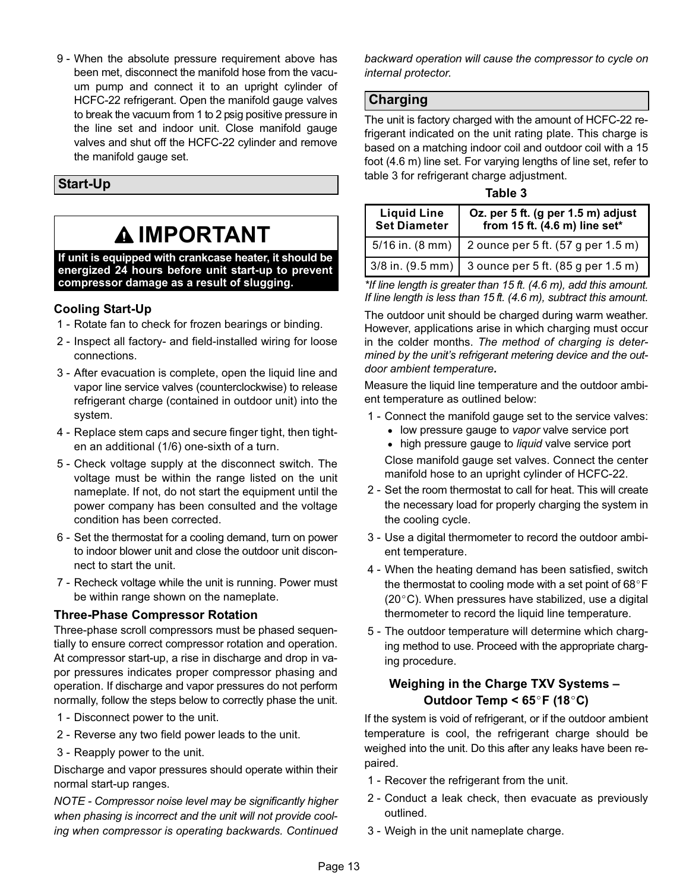9 - When the absolute pressure requirement above has been met, disconnect the manifold hose from the vacuum pump and connect it to an upright cylinder of HCFC-22 refrigerant. Open the manifold gauge valves to break the vacuum from 1 to 2 psig positive pressure in the line set and indoor unit. Close manifold gauge valves and shut off the HCFC-22 cylinder and remove the manifold gauge set.

## Start-Up

### IMPORTANT

**If unit is equipped with crankcase heater, it should be energized 24 hours before unit start-up to prevent compressor damage as a result of slugging.**

### Cooling Start-Up

1 - Rotate fan to check for frozen bearings or binding.

2 - Inspect all factory- and field-installed wiring for loose connections.

3 - After evacuation is complete, open the liquid line and vapor line service valves (counterclockwise) to release refrigerant charge (contained in outdoor unit) into the system.

4 - Replace stem caps and secure finger tight, then tighten an additional (1/6) one-sixth of a turn.

5 - Check voltage supply at the disconnect switch. The voltage must be within the range listed on the unit nameplate. If not, do not start the equipment until the power company has been consulted and the voltage condition has been corrected.

6 - Set the thermostat for a cooling demand, turn on power to indoor blower unit and close the outdoor unit disconnect to start the unit.

7 - Recheck voltage while the unit is running. Power must be within range shown on the nameplate.

### Three-Phase Compressor Rotation

Three-phase scroll compressors must be phased sequentially to ensure correct compressor rotation and operation. At compressor start-up, a rise in discharge and drop in vapor pressures indicates proper compressor phasing and operation. If discharge and vapor pressures do not perform normally, follow the steps below to correctly phase the unit.

1 - Disconnect power to the unit.

2 - Reverse any two field power leads to the unit.

3 - Reapply power to the unit.

Discharge and vapor pressures should operate within their normal start-up ranges.

*NOTE - Compressor noise level may be significantly higher when phasing is incorrect and the unit will not provide cooling when compressor is operating backwards. Continued backward operation will cause the compressor to cycle on internal protector.*

## Charging

The unit is factory charged with the amount of HCFC-22 refrigerant indicated on the unit rating plate. This charge is based on a matching indoor coil and outdoor coil with a 15 foot (4.6 m) line set. For varying lengths of line set, refer to table 3 for refrigerant charge adjustment.

**Table 3**

| Liquid Line Set Diameter | Oz. per 5 ft. (g per 1.5 m) adjust from 15 ft. (4.6 m) line set* |
|---|---|
| 5/16 in. (8 mm) | 2 ounce per 5 ft. (57 g per 1.5 m) |
| 3/8 in. (9.5 mm) | 3 ounce per 5 ft. (85 g per 1.5 m) |

*\*If line length is greater than 15 ft. (4.6 m), add this amount. If line length is less than 15 ft. (4.6 m), subtract this amount.*

The outdoor unit should be charged during warm weather. However, applications arise in which charging must occur in the colder months. *The method of charging is determined by the unit's refrigerant metering device and the outdoor ambient temperature.*

Measure the liquid line temperature and the outdoor ambient temperature as outlined below:

1 - Connect the manifold gauge set to the service valves:
- low pressure gauge to *vapor* valve service port
- high pressure gauge to *liquid* valve service port

Close manifold gauge set valves. Connect the center manifold hose to an upright cylinder of HCFC-22.

2 - Set the room thermostat to call for heat. This will create the necessary load for properly charging the system in the cooling cycle.

3 - Use a digital thermometer to record the outdoor ambient temperature.

4 - When the heating demand has been satisfied, switch the thermostat to cooling mode with a set point of 68°F (20°C). When pressures have stabilized, use a digital thermometer to record the liquid line temperature.

5 - The outdoor temperature will determine which charging method to use. Proceed with the appropriate charging procedure.

### Weighing in the Charge TXV Systems – Outdoor Temp < 65°F (18°C)

If the system is void of refrigerant, or if the outdoor ambient temperature is cool, the refrigerant charge should be weighed into the unit. Do this after any leaks have been repaired.

1 - Recover the refrigerant from the unit.

2 - Conduct a leak check, then evacuate as previously outlined.

3 - Weigh in the unit nameplate charge.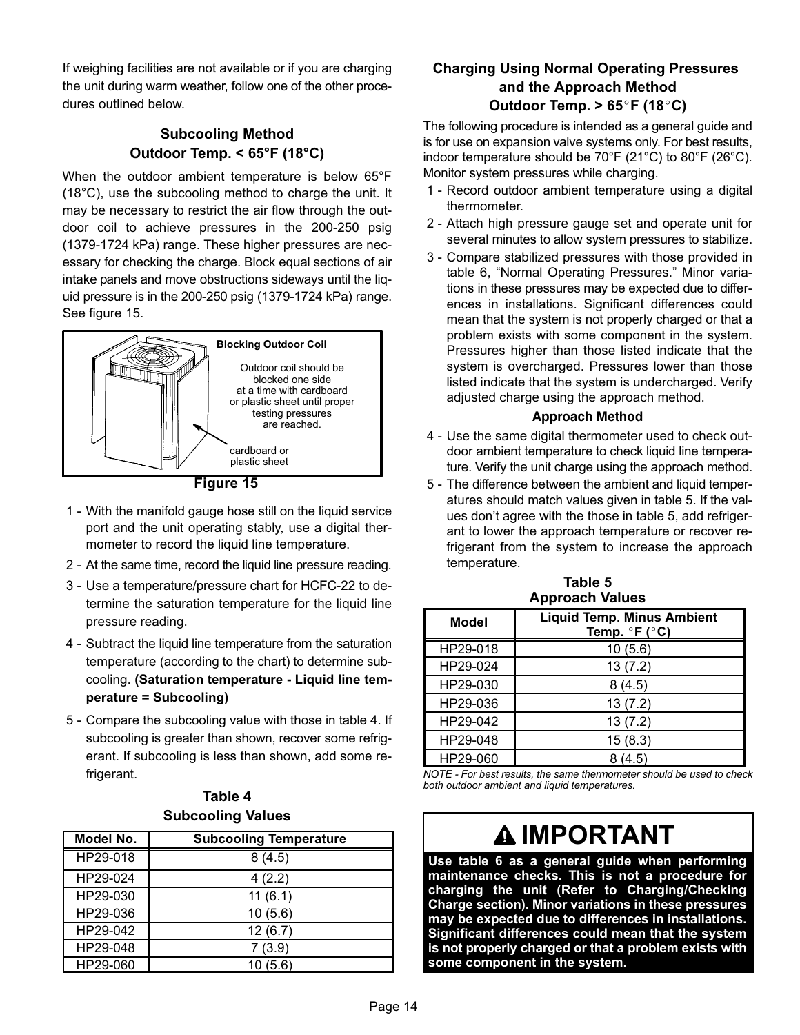If weighing facilities are not available or if you are charging the unit during warm weather, follow one of the other procedures outlined below.

### Subcooling Method Outdoor Temp. < 65°F (18°C)

When the outdoor ambient temperature is below 65°F (18°C), use the subcooling method to charge the unit. It may be necessary to restrict the air flow through the outdoor coil to achieve pressures in the 200-250 psig (1379-1724 kPa) range. These higher pressures are necessary for checking the charge. Block equal sections of air intake panels and move obstructions sideways until the liquid pressure is in the 200-250 psig (1379-1724 kPa) range. See figure 15.

**Blocking Outdoor Coil**

Outdoor coil should be blocked one side at a time with cardboard or plastic sheet until proper testing pressures are reached.

cardboard or plastic sheet

**Figure 15**

1 - With the manifold gauge hose still on the liquid service port and the unit operating stably, use a digital thermometer to record the liquid line temperature.
2 - At the same time, record the liquid line pressure reading.
3 - Use a temperature/pressure chart for HCFC-22 to determine the saturation temperature for the liquid line pressure reading.
4 - Subtract the liquid line temperature from the saturation temperature (according to the chart) to determine subcooling. **(Saturation temperature - Liquid line temperature = Subcooling)**
5 - Compare the subcooling value with those in table 4. If subcooling is greater than shown, recover some refrigerant. If subcooling is less than shown, add some refrigerant.

**Table 4**
**Subcooling Values**

| Model No. | Subcooling Temperature |
|---|---|
| HP29-018 | 8 (4.5) |
| HP29-024 | 4 (2.2) |
| HP29-030 | 11 (6.1) |
| HP29-036 | 10 (5.6) |
| HP29-042 | 12 (6.7) |
| HP29-048 | 7 (3.9) |
| HP29-060 | 10 (5.6) |

### Charging Using Normal Operating Pressures and the Approach Method Outdoor Temp. ≥ 65°F (18°C)

The following procedure is intended as a general guide and is for use on expansion valve systems only. For best results, indoor temperature should be 70°F (21°C) to 80°F (26°C). Monitor system pressures while charging.

1 - Record outdoor ambient temperature using a digital thermometer.
2 - Attach high pressure gauge set and operate unit for several minutes to allow system pressures to stabilize.
3 - Compare stabilized pressures with those provided in table 6, "Normal Operating Pressures." Minor variations in these pressures may be expected due to differences in installations. Significant differences could mean that the system is not properly charged or that a problem exists with some component in the system. Pressures higher than those listed indicate that the system is overcharged. Pressures lower than those listed indicate that the system is undercharged. Verify adjusted charge using the approach method.

**Approach Method**

4 - Use the same digital thermometer used to check outdoor ambient temperature to check liquid line temperature. Verify the unit charge using the approach method.
5 - The difference between the ambient and liquid temperatures should match values given in table 5. If the values don't agree with the those in table 5, add refrigerant to lower the approach temperature or recover refrigerant from the system to increase the approach temperature.

**Table 5**
**Approach Values**

| Model | Liquid Temp. Minus Ambient Temp. °F (°C) |
|---|---|
| HP29-018 | 10 (5.6) |
| HP29-024 | 13 (7.2) |
| HP29-030 | 8 (4.5) |
| HP29-036 | 13 (7.2) |
| HP29-042 | 13 (7.2) |
| HP29-048 | 15 (8.3) |
| HP29-060 | 8 (4.5) |

*NOTE - For best results, the same thermometer should be used to check both outdoor ambient and liquid temperatures.*

**⚠ IMPORTANT**

**Use table 6 as a general guide when performing maintenance checks. This is not a procedure for charging the unit (Refer to Charging/Checking Charge section). Minor variations in these pressures may be expected due to differences in installations. Significant differences could mean that the system is not properly charged or that a problem exists with some component in the system.**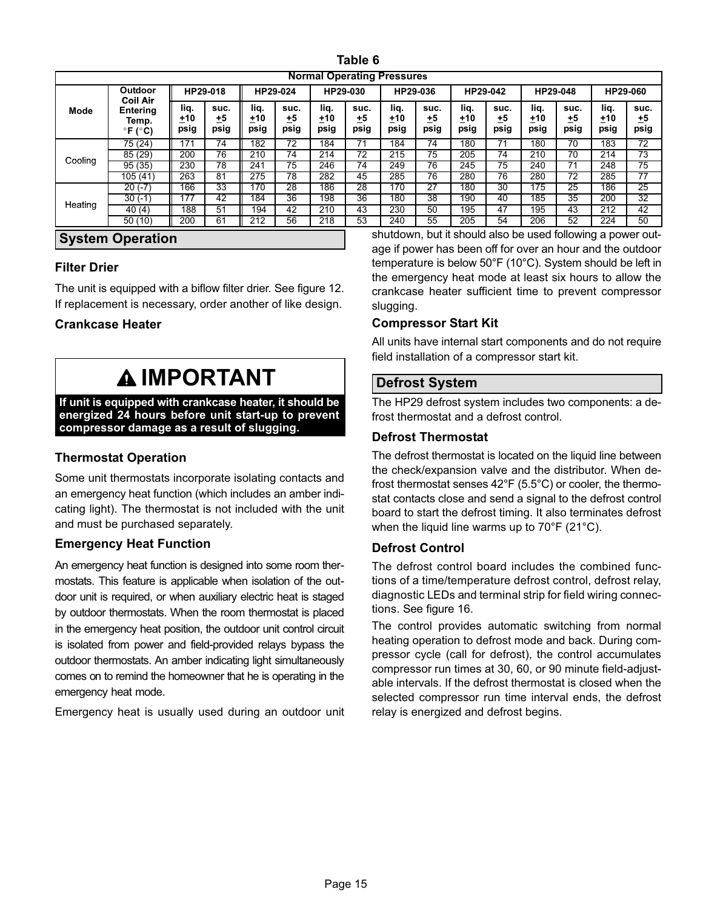Table 6

| Normal Operating Pressures | | | | | | | | | | | | | | | |
|---|---|---|---|---|---|---|---|---|---|---|---|---|---|---|---|
| Mode | Outdoor Coil Air Entering Temp. °F (°C) | HP29-018 | | HP29-024 | | HP29-030 | | HP29-036 | | HP29-042 | | HP29-048 | | HP29-060 | |
| | | liq. ±10 psig | suc. ±5 psig | liq. ±10 psig | suc. ±5 psig | liq. ±10 psig | suc. ±5 psig | liq. ±10 psig | suc. ±5 psig | liq. ±10 psig | suc. ±5 psig | liq. ±10 psig | suc. ±5 psig | liq. ±10 psig | suc. ±5 psig |
| Cooling | 75 (24) | 171 | 74 | 182 | 72 | 184 | 71 | 184 | 74 | 180 | 71 | 180 | 70 | 183 | 72 |
| | 85 (29) | 200 | 76 | 210 | 74 | 214 | 72 | 215 | 75 | 205 | 74 | 210 | 70 | 214 | 73 |
| | 95 (35) | 230 | 78 | 241 | 75 | 246 | 74 | 249 | 76 | 245 | 75 | 240 | 71 | 248 | 75 |
| | 105 (41) | 263 | 81 | 275 | 78 | 282 | 45 | 285 | 76 | 280 | 76 | 280 | 72 | 285 | 77 |
| Heating | 20 (-7) | 166 | 33 | 170 | 28 | 186 | 28 | 170 | 27 | 180 | 30 | 175 | 25 | 186 | 25 |
| | 30 (-1) | 177 | 42 | 184 | 36 | 198 | 36 | 180 | 38 | 190 | 40 | 185 | 35 | 200 | 32 |
| | 40 (4) | 188 | 51 | 194 | 42 | 210 | 43 | 230 | 50 | 195 | 47 | 195 | 43 | 212 | 42 |
| | 50 (10) | 200 | 61 | 212 | 56 | 218 | 53 | 240 | 55 | 205 | 54 | 206 | 52 | 224 | 50 |

## System Operation

### Filter Drier

The unit is equipped with a biflow filter drier. See figure 12. If replacement is necessary, order another of like design.

### Crankcase Heater

**⚠ IMPORTANT**

**If unit is equipped with crankcase heater, it should be energized 24 hours before unit start-up to prevent compressor damage as a result of slugging.**

### Thermostat Operation

Some unit thermostats incorporate isolating contacts and an emergency heat function (which includes an amber indicating light). The thermostat is not included with the unit and must be purchased separately.

### Emergency Heat Function

An emergency heat function is designed into some room thermostats. This feature is applicable when isolation of the outdoor unit is required, or when auxiliary electric heat is staged by outdoor thermostats. When the room thermostat is placed in the emergency heat position, the outdoor unit control circuit is isolated from power and field-provided relays bypass the outdoor thermostats. An amber indicating light simultaneously comes on to remind the homeowner that he is operating in the emergency heat mode.

Emergency heat is usually used during an outdoor unit shutdown, but it should also be used following a power outage if power has been off for over an hour and the outdoor temperature is below 50°F (10°C). System should be left in the emergency heat mode at least six hours to allow the crankcase heater sufficient time to prevent compressor slugging.

### Compressor Start Kit

All units have internal start components and do not require field installation of a compressor start kit.

## Defrost System

The HP29 defrost system includes two components: a defrost thermostat and a defrost control.

### Defrost Thermostat

The defrost thermostat is located on the liquid line between the check/expansion valve and the distributor. When defrost thermostat senses 42°F (5.5°C) or cooler, the thermostat contacts close and send a signal to the defrost control board to start the defrost timing. It also terminates defrost when the liquid line warms up to 70°F (21°C).

### Defrost Control

The defrost control board includes the combined functions of a time/temperature defrost control, defrost relay, diagnostic LEDs and terminal strip for field wiring connections. See figure 16.

The control provides automatic switching from normal heating operation to defrost mode and back. During compressor cycle (call for defrost), the control accumulates compressor run times at 30, 60, or 90 minute field-adjustable intervals. If the defrost thermostat is closed when the selected compressor run time interval ends, the defrost relay is energized and defrost begins.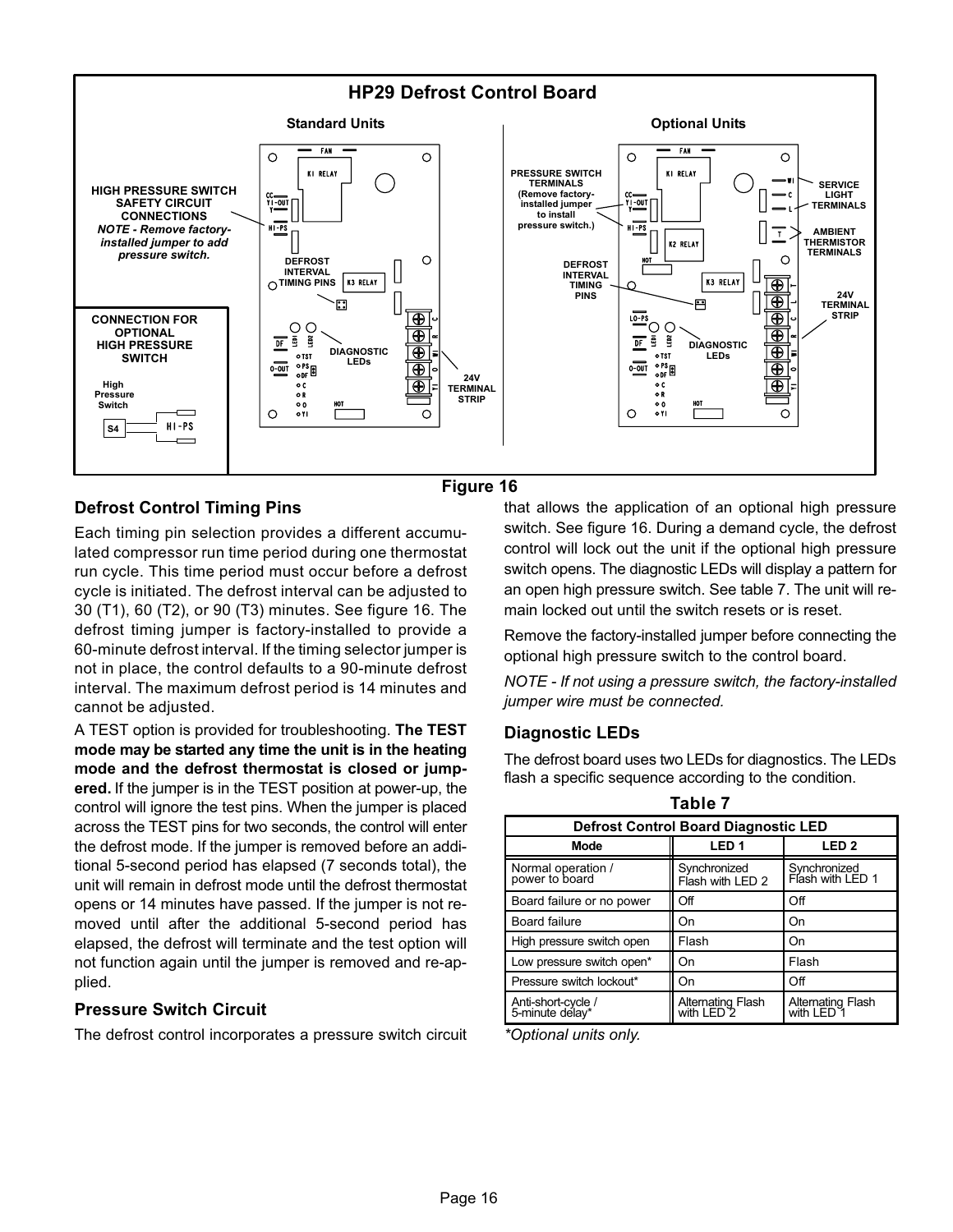## HP29 Defrost Control Board

Figure 16

### Defrost Control Timing Pins

Each timing pin selection provides a different accumulated compressor run time period during one thermostat run cycle. This time period must occur before a defrost cycle is initiated. The defrost interval can be adjusted to 30 (T1), 60 (T2), or 90 (T3) minutes. See figure 16. The defrost timing jumper is factory-installed to provide a 60-minute defrost interval. If the timing selector jumper is not in place, the control defaults to a 90-minute defrost interval. The maximum defrost period is 14 minutes and cannot be adjusted.

A TEST option is provided for troubleshooting. **The TEST mode may be started any time the unit is in the heating mode and the defrost thermostat is closed or jumpered.** If the jumper is in the TEST position at power-up, the control will ignore the test pins. When the jumper is placed across the TEST pins for two seconds, the control will enter the defrost mode. If the jumper is removed before an additional 5-second period has elapsed (7 seconds total), the unit will remain in defrost mode until the defrost thermostat opens or 14 minutes have passed. If the jumper is not removed until after the additional 5-second period has elapsed, the defrost will terminate and the test option will not function again until the jumper is removed and re-applied.

### Pressure Switch Circuit

The defrost control incorporates a pressure switch circuit that allows the application of an optional high pressure switch. See figure 16. During a demand cycle, the defrost control will lock out the unit if the optional high pressure switch opens. The diagnostic LEDs will display a pattern for an open high pressure switch. See table 7. The unit will remain locked out until the switch resets or is reset.

Remove the factory-installed jumper before connecting the optional high pressure switch to the control board.

*NOTE - If not using a pressure switch, the factory-installed jumper wire must be connected.*

### Diagnostic LEDs

The defrost board uses two LEDs for diagnostics. The LEDs flash a specific sequence according to the condition.

**Table 7**

**Defrost Control Board Diagnostic LED**

| Mode | LED 1 | LED 2 |
|---|---|---|
| Normal operation / power to board | Synchronized Flash with LED 2 | Synchronized Flash with LED 1 |
| Board failure or no power | Off | Off |
| Board failure | On | On |
| High pressure switch open | Flash | On |
| Low pressure switch open* | On | Flash |
| Pressure switch lockout* | On | Off |
| Anti-short-cycle / 5-minute delay* | Alternating Flash with LED 2 | Alternating Flash with LED 1 |

*\*Optional units only.*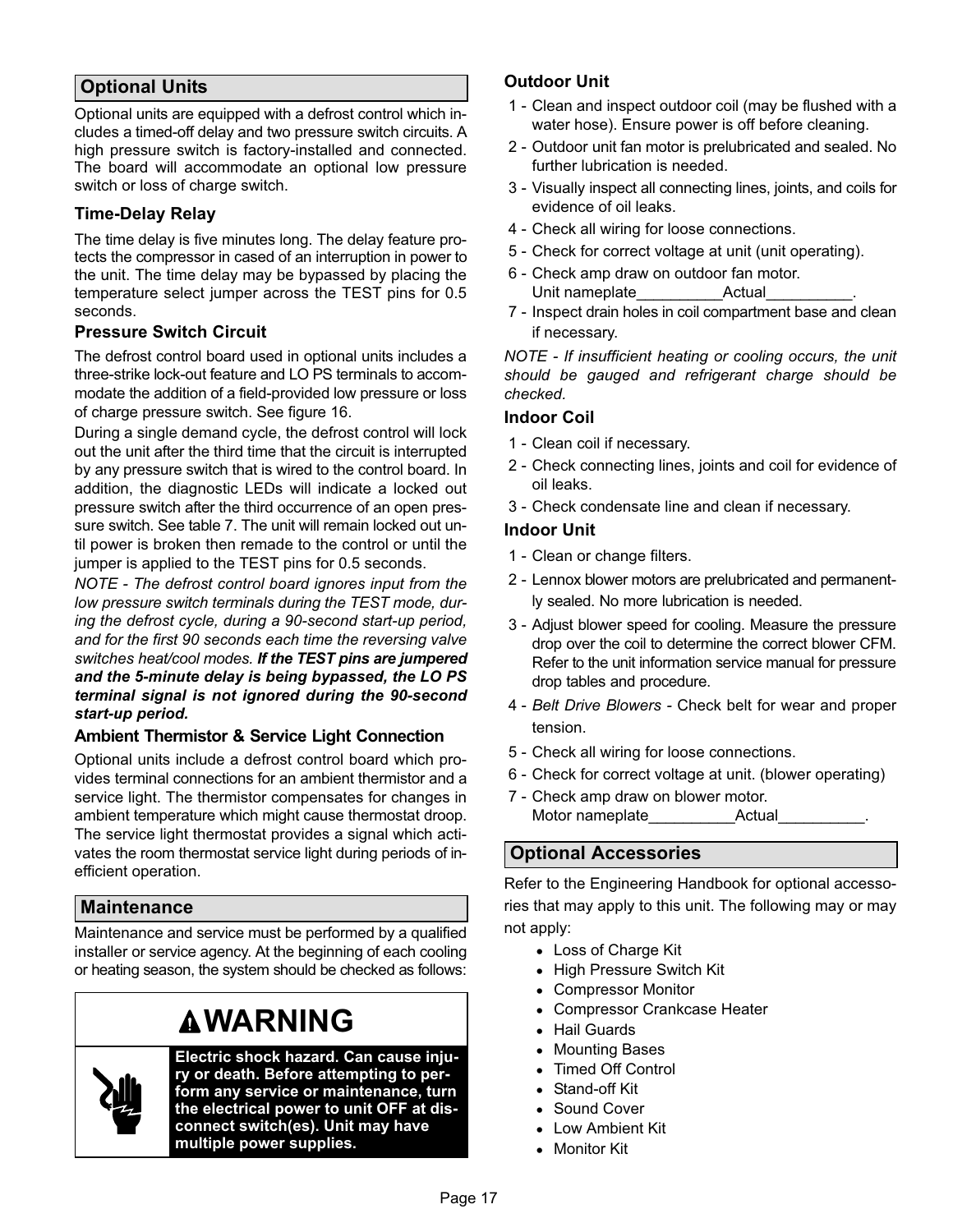## Optional Units

Optional units are equipped with a defrost control which includes a timed-off delay and two pressure switch circuits. A high pressure switch is factory-installed and connected. The board will accommodate an optional low pressure switch or loss of charge switch.

### Time-Delay Relay

The time delay is five minutes long. The delay feature protects the compressor in cased of an interruption in power to the unit. The time delay may be bypassed by placing the temperature select jumper across the TEST pins for 0.5 seconds.

### Pressure Switch Circuit

The defrost control board used in optional units includes a three-strike lock-out feature and LO PS terminals to accommodate the addition of a field-provided low pressure or loss of charge pressure switch. See figure 16.

During a single demand cycle, the defrost control will lock out the unit after the third time that the circuit is interrupted by any pressure switch that is wired to the control board. In addition, the diagnostic LEDs will indicate a locked out pressure switch after the third occurrence of an open pressure switch. See table 7. The unit will remain locked out until power is broken then remade to the control or until the jumper is applied to the TEST pins for 0.5 seconds.

*NOTE - The defrost control board ignores input from the low pressure switch terminals during the TEST mode, during the defrost cycle, during a 90-second start-up period, and for the first 90 seconds each time the reversing valve switches heat/cool modes.* ***If the TEST pins are jumpered and the 5-minute delay is being bypassed, the LO PS terminal signal is not ignored during the 90-second start-up period.***

### Ambient Thermistor & Service Light Connection

Optional units include a defrost control board which provides terminal connections for an ambient thermistor and a service light. The thermistor compensates for changes in ambient temperature which might cause thermostat droop. The service light thermostat provides a signal which activates the room thermostat service light during periods of inefficient operation.

## Maintenance

Maintenance and service must be performed by a qualified installer or service agency. At the beginning of each cooling or heating season, the system should be checked as follows:

**WARNING**

**Electric shock hazard. Can cause injury or death. Before attempting to perform any service or maintenance, turn the electrical power to unit OFF at disconnect switch(es). Unit may have multiple power supplies.**

### Outdoor Unit

1 - Clean and inspect outdoor coil (may be flushed with a water hose). Ensure power is off before cleaning.
2 - Outdoor unit fan motor is prelubricated and sealed. No further lubrication is needed.
3 - Visually inspect all connecting lines, joints, and coils for evidence of oil leaks.
4 - Check all wiring for loose connections.
5 - Check for correct voltage at unit (unit operating).
6 - Check amp draw on outdoor fan motor.
 Unit nameplate__________Actual__________.
7 - Inspect drain holes in coil compartment base and clean if necessary.

*NOTE - If insufficient heating or cooling occurs, the unit should be gauged and refrigerant charge should be checked.*

### Indoor Coil

1 - Clean coil if necessary.
2 - Check connecting lines, joints and coil for evidence of oil leaks.
3 - Check condensate line and clean if necessary.

### Indoor Unit

1 - Clean or change filters.
2 - Lennox blower motors are prelubricated and permanently sealed. No more lubrication is needed.
3 - Adjust blower speed for cooling. Measure the pressure drop over the coil to determine the correct blower CFM. Refer to the unit information service manual for pressure drop tables and procedure.
4 - *Belt Drive Blowers* - Check belt for wear and proper tension.
5 - Check all wiring for loose connections.
6 - Check for correct voltage at unit. (blower operating)
7 - Check amp draw on blower motor.
 Motor nameplate__________Actual__________.

## Optional Accessories

Refer to the Engineering Handbook for optional accessories that may apply to this unit. The following may or may not apply:

- Loss of Charge Kit
- High Pressure Switch Kit
- Compressor Monitor
- Compressor Crankcase Heater
- Hail Guards
- Mounting Bases
- Timed Off Control
- Stand-off Kit
- Sound Cover
- Low Ambient Kit
- Monitor Kit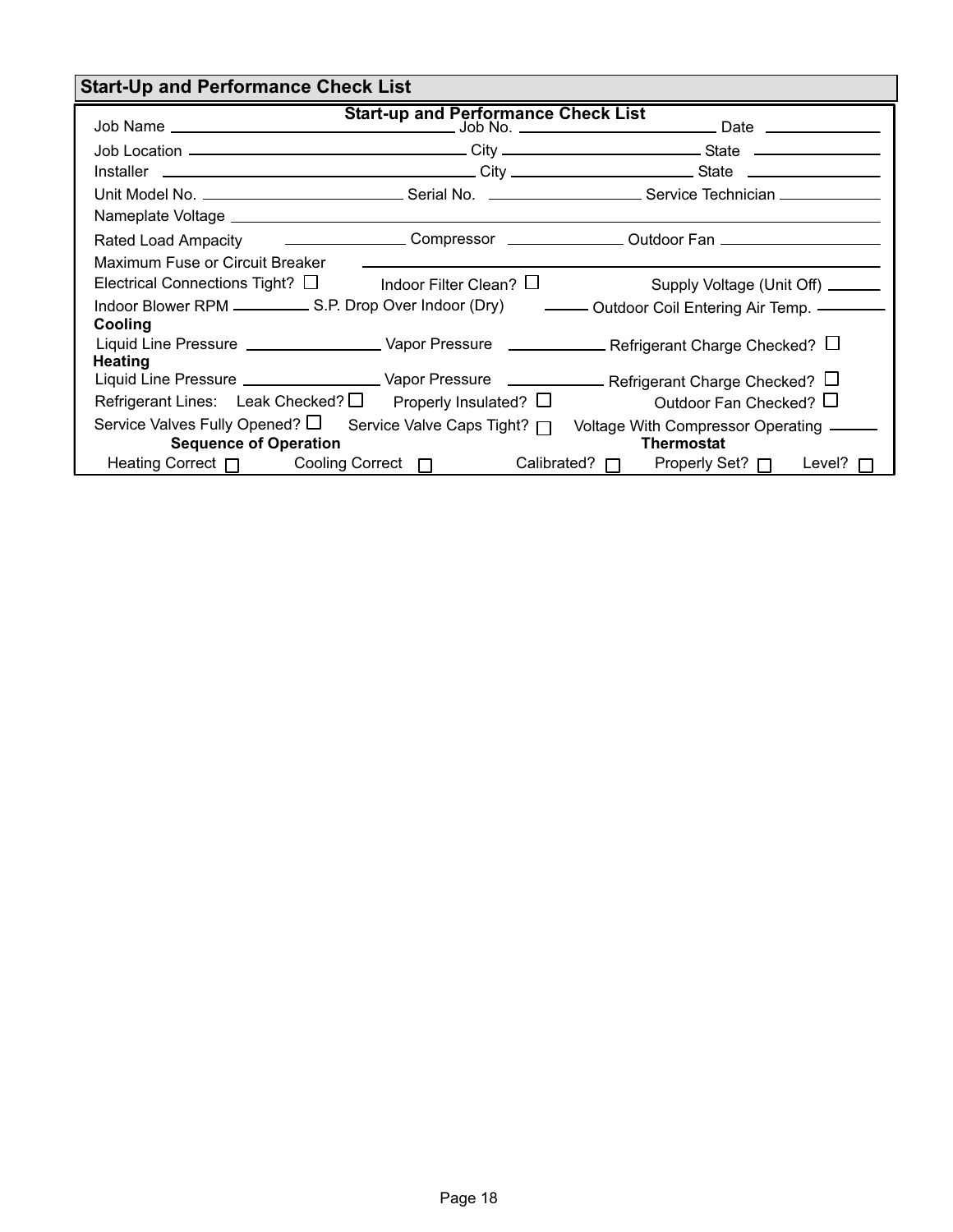## Start-Up and Performance Check List

**Start-up and Performance Check List**

Job Name ______________________ Job No. ______________________ Date ______________

Job Location ______________________ City ______________________ State ______________

Installer ______________________ City ______________________ State ______________

Unit Model No. ______________________ Serial No. ______________________ Service Technician ______________

Nameplate Voltage ______________________

Rated Load Ampacity ______________ Compressor ______________ Outdoor Fan ______________

Maximum Fuse or Circuit Breaker ______________________

Electrical Connections Tight? ☐ Indoor Filter Clean? ☐ Supply Voltage (Unit Off) ______

Indoor Blower RPM ________ S.P. Drop Over Indoor (Dry) ______ Outdoor Coil Entering Air Temp. ________

**Cooling**

Liquid Line Pressure ______________ Vapor Pressure ______________ Refrigerant Charge Checked? ☐

**Heating**

Liquid Line Pressure ______________ Vapor Pressure ______________ Refrigerant Charge Checked? ☐

Refrigerant Lines: Leak Checked? ☐ Properly Insulated? ☐ Outdoor Fan Checked? ☐

Service Valves Fully Opened? ☐ Service Valve Caps Tight? ☐ Voltage With Compressor Operating ______

**Sequence of Operation**

Heating Correct ☐ Cooling Correct ☐

**Thermostat**

Calibrated? ☐ Properly Set? ☐ Level? ☐